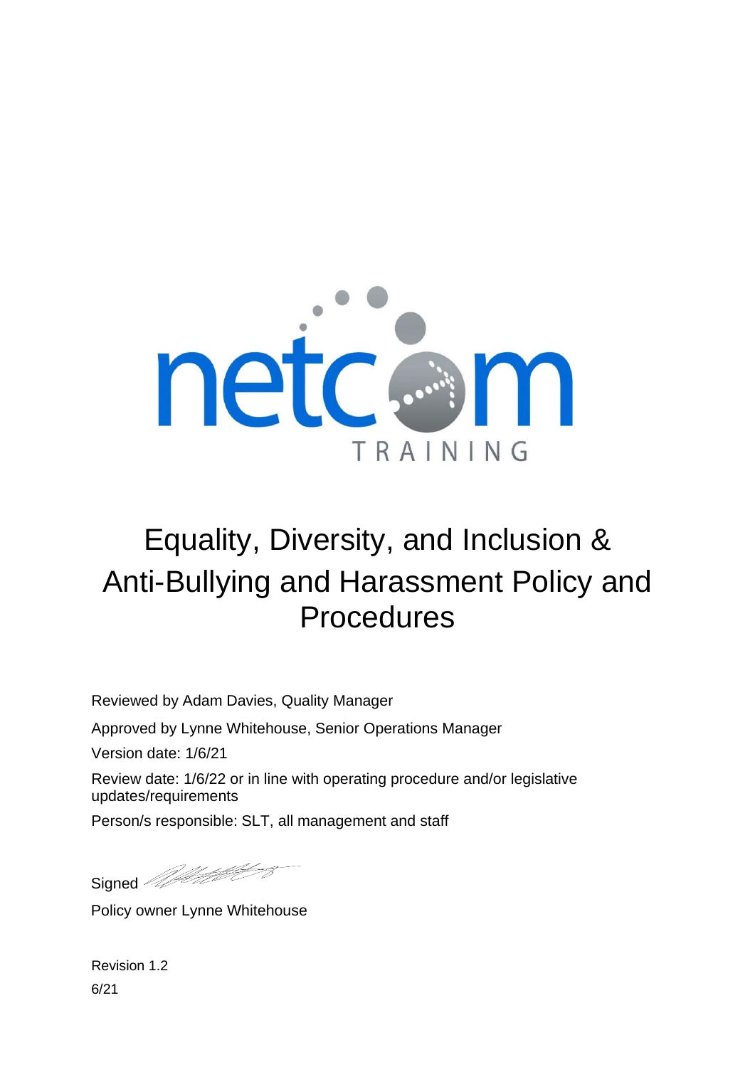netcom TRAINING

# Equality, Diversity, and Inclusion & Anti-Bullying and Harassment Policy and Procedures

Reviewed by Adam Davies, Quality Manager

Approved by Lynne Whitehouse, Senior Operations Manager

Version date: 1/6/21

Review date: 1/6/22 or in line with operating procedure and/or legislative updates/requirements

Person/s responsible: SLT, all management and staff

Signed

Policy owner Lynne Whitehouse

Revision 1.2

6/21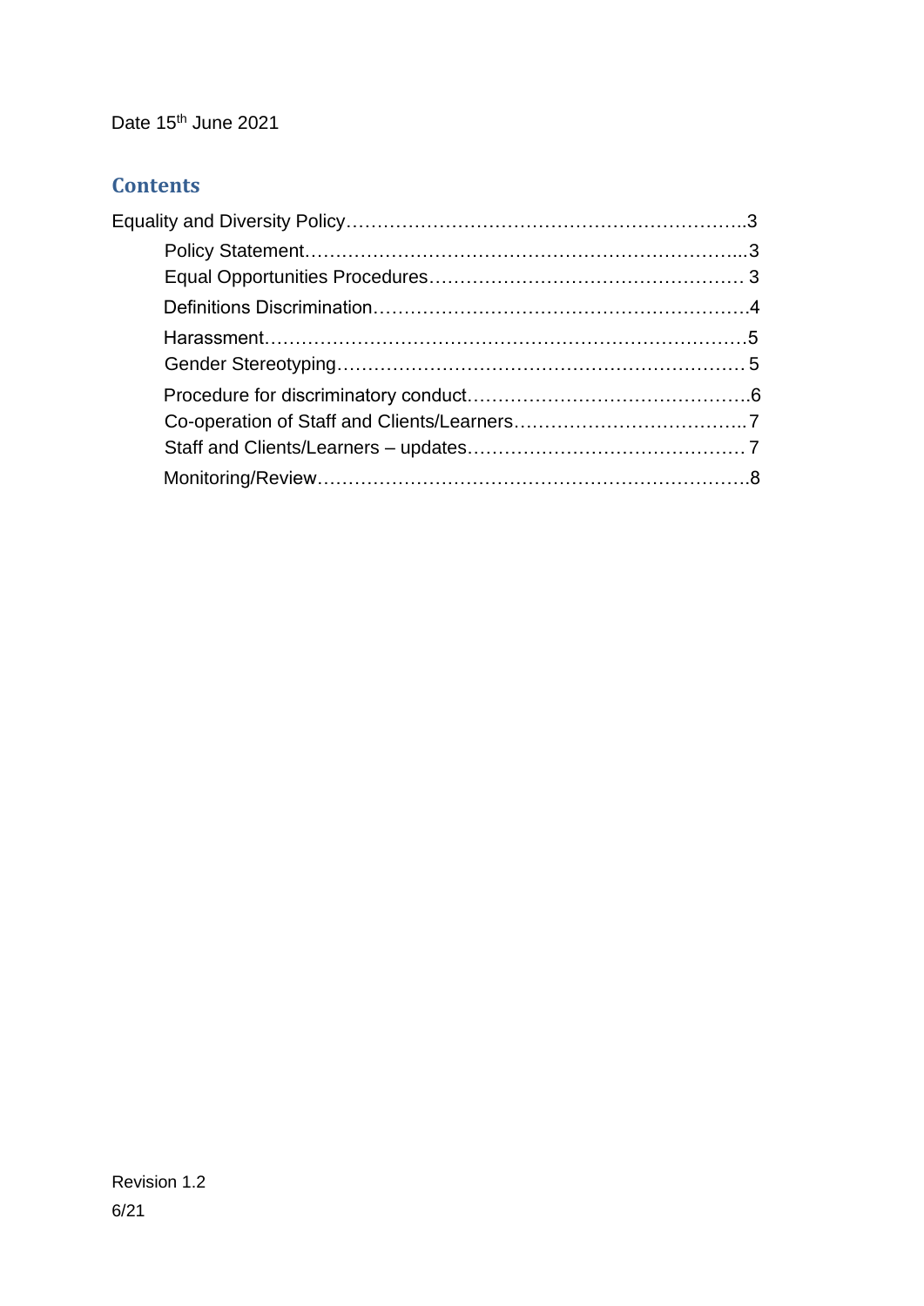Date 15th June 2021

## Contents

Equality and Diversity Policy……………………………………………………….3

- Policy Statement……………………………………………………………...3
- Equal Opportunities Procedures…………………………………………… 3
- Definitions Discrimination…………………………………………………….4
- Harassment……………………………………………………………………5
- Gender Stereotyping………………………………………………………… 5
- Procedure for discriminatory conduct……………………………………….6
- Co-operation of Staff and Clients/Learners………………………………..7
- Staff and Clients/Learners – updates……………………………………… 7
- Monitoring/Review…………………………………………………………….8

Revision 1.2

6/21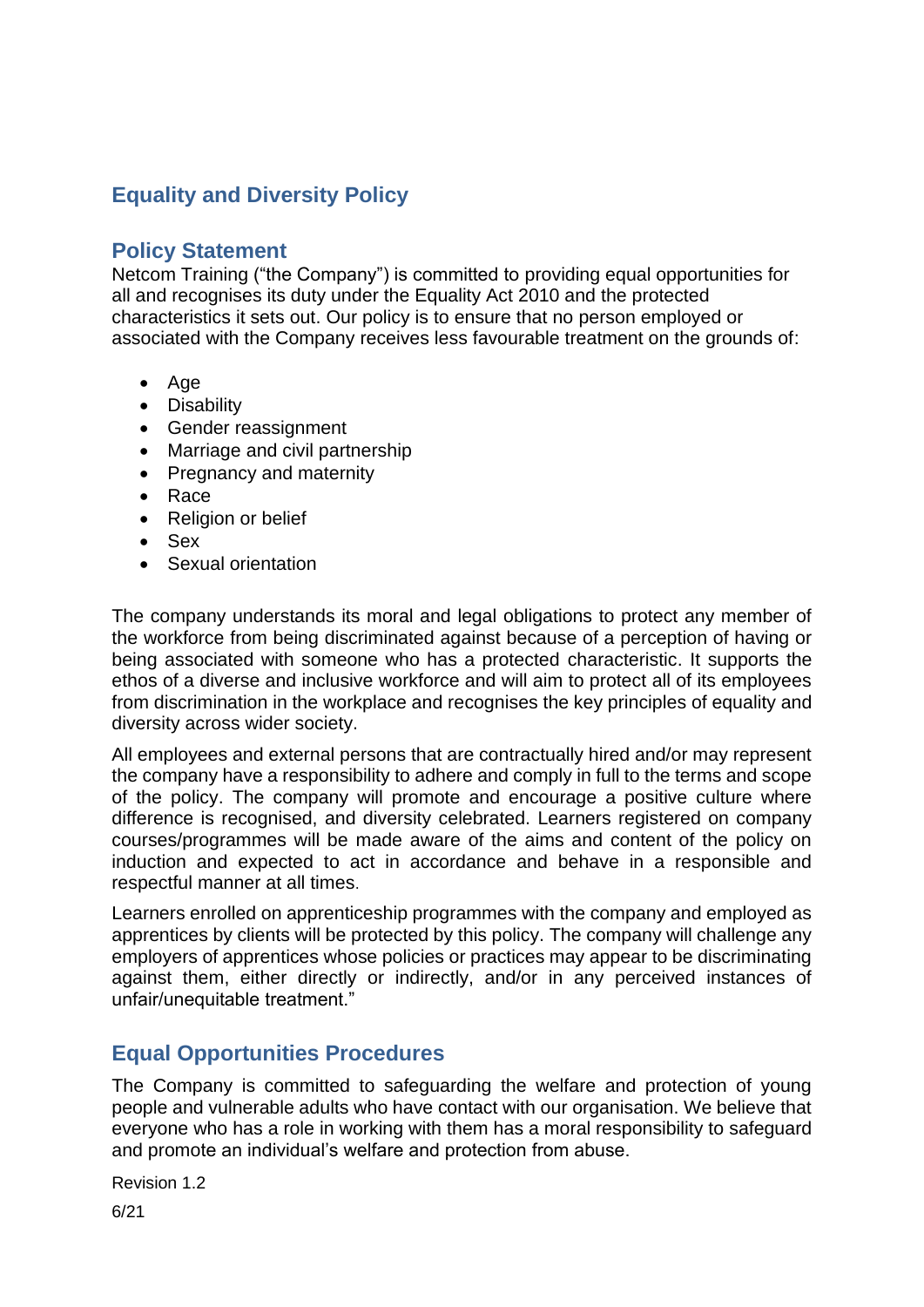## Equality and Diversity Policy

### Policy Statement

Netcom Training ("the Company") is committed to providing equal opportunities for all and recognises its duty under the Equality Act 2010 and the protected characteristics it sets out. Our policy is to ensure that no person employed or associated with the Company receives less favourable treatment on the grounds of:

- Age
- Disability
- Gender reassignment
- Marriage and civil partnership
- Pregnancy and maternity
- Race
- Religion or belief
- Sex
- Sexual orientation

The company understands its moral and legal obligations to protect any member of the workforce from being discriminated against because of a perception of having or being associated with someone who has a protected characteristic. It supports the ethos of a diverse and inclusive workforce and will aim to protect all of its employees from discrimination in the workplace and recognises the key principles of equality and diversity across wider society.

All employees and external persons that are contractually hired and/or may represent the company have a responsibility to adhere and comply in full to the terms and scope of the policy. The company will promote and encourage a positive culture where difference is recognised, and diversity celebrated. Learners registered on company courses/programmes will be made aware of the aims and content of the policy on induction and expected to act in accordance and behave in a responsible and respectful manner at all times.

Learners enrolled on apprenticeship programmes with the company and employed as apprentices by clients will be protected by this policy. The company will challenge any employers of apprentices whose policies or practices may appear to be discriminating against them, either directly or indirectly, and/or in any perceived instances of unfair/unequitable treatment."

### Equal Opportunities Procedures

The Company is committed to safeguarding the welfare and protection of young people and vulnerable adults who have contact with our organisation. We believe that everyone who has a role in working with them has a moral responsibility to safeguard and promote an individual's welfare and protection from abuse.

Revision 1.2

6/21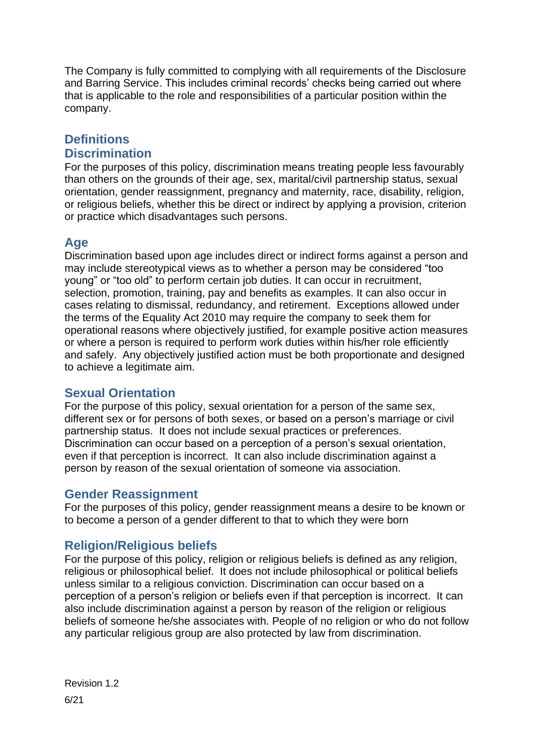The Company is fully committed to complying with all requirements of the Disclosure and Barring Service. This includes criminal records' checks being carried out where that is applicable to the role and responsibilities of a particular position within the company.

## Definitions

### Discrimination

For the purposes of this policy, discrimination means treating people less favourably than others on the grounds of their age, sex, marital/civil partnership status, sexual orientation, gender reassignment, pregnancy and maternity, race, disability, religion, or religious beliefs, whether this be direct or indirect by applying a provision, criterion or practice which disadvantages such persons.

### Age

Discrimination based upon age includes direct or indirect forms against a person and may include stereotypical views as to whether a person may be considered "too young" or "too old" to perform certain job duties. It can occur in recruitment, selection, promotion, training, pay and benefits as examples. It can also occur in cases relating to dismissal, redundancy, and retirement. Exceptions allowed under the terms of the Equality Act 2010 may require the company to seek them for operational reasons where objectively justified, for example positive action measures or where a person is required to perform work duties within his/her role efficiently and safely. Any objectively justified action must be both proportionate and designed to achieve a legitimate aim.

### Sexual Orientation

For the purpose of this policy, sexual orientation for a person of the same sex, different sex or for persons of both sexes, or based on a person's marriage or civil partnership status. It does not include sexual practices or preferences. Discrimination can occur based on a perception of a person's sexual orientation, even if that perception is incorrect. It can also include discrimination against a person by reason of the sexual orientation of someone via association.

### Gender Reassignment

For the purposes of this policy, gender reassignment means a desire to be known or to become a person of a gender different to that to which they were born

### Religion/Religious beliefs

For the purpose of this policy, religion or religious beliefs is defined as any religion, religious or philosophical belief. It does not include philosophical or political beliefs unless similar to a religious conviction. Discrimination can occur based on a perception of a person's religion or beliefs even if that perception is incorrect. It can also include discrimination against a person by reason of the religion or religious beliefs of someone he/she associates with. People of no religion or who do not follow any particular religious group are also protected by law from discrimination.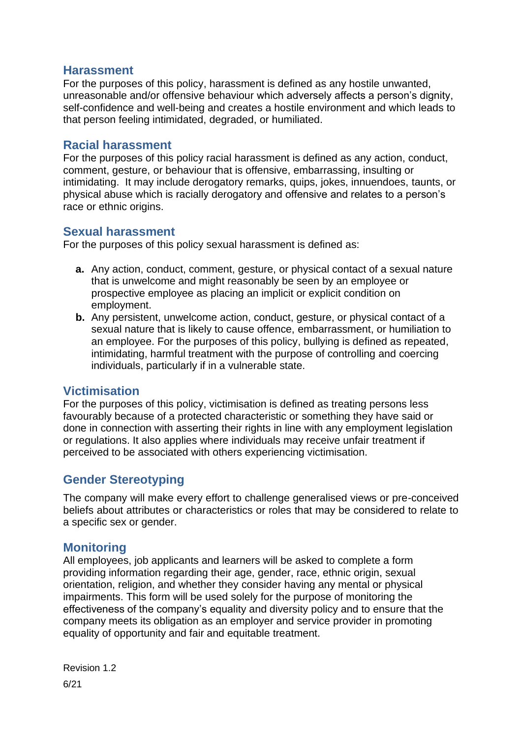## Harassment

For the purposes of this policy, harassment is defined as any hostile unwanted, unreasonable and/or offensive behaviour which adversely affects a person's dignity, self-confidence and well-being and creates a hostile environment and which leads to that person feeling intimidated, degraded, or humiliated.

## Racial harassment

For the purposes of this policy racial harassment is defined as any action, conduct, comment, gesture, or behaviour that is offensive, embarrassing, insulting or intimidating. It may include derogatory remarks, quips, jokes, innuendoes, taunts, or physical abuse which is racially derogatory and offensive and relates to a person's race or ethnic origins.

## Sexual harassment

For the purposes of this policy sexual harassment is defined as:

- **a.** Any action, conduct, comment, gesture, or physical contact of a sexual nature that is unwelcome and might reasonably be seen by an employee or prospective employee as placing an implicit or explicit condition on employment.
- **b.** Any persistent, unwelcome action, conduct, gesture, or physical contact of a sexual nature that is likely to cause offence, embarrassment, or humiliation to an employee. For the purposes of this policy, bullying is defined as repeated, intimidating, harmful treatment with the purpose of controlling and coercing individuals, particularly if in a vulnerable state.

## Victimisation

For the purposes of this policy, victimisation is defined as treating persons less favourably because of a protected characteristic or something they have said or done in connection with asserting their rights in line with any employment legislation or regulations. It also applies where individuals may receive unfair treatment if perceived to be associated with others experiencing victimisation.

## Gender Stereotyping

The company will make every effort to challenge generalised views or pre-conceived beliefs about attributes or characteristics or roles that may be considered to relate to a specific sex or gender.

## Monitoring

All employees, job applicants and learners will be asked to complete a form providing information regarding their age, gender, race, ethnic origin, sexual orientation, religion, and whether they consider having any mental or physical impairments. This form will be used solely for the purpose of monitoring the effectiveness of the company's equality and diversity policy and to ensure that the company meets its obligation as an employer and service provider in promoting equality of opportunity and fair and equitable treatment.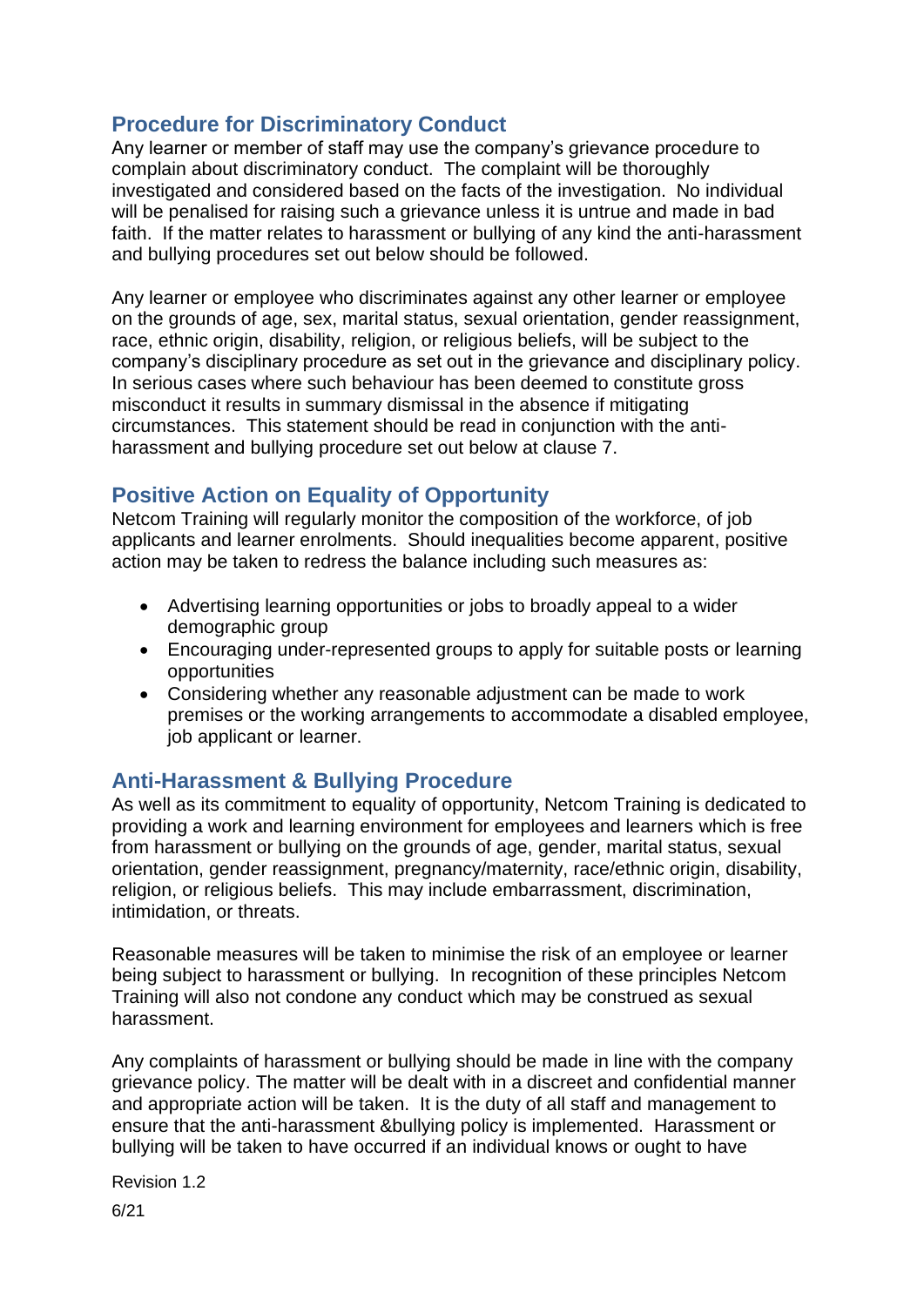## Procedure for Discriminatory Conduct

Any learner or member of staff may use the company's grievance procedure to complain about discriminatory conduct. The complaint will be thoroughly investigated and considered based on the facts of the investigation. No individual will be penalised for raising such a grievance unless it is untrue and made in bad faith. If the matter relates to harassment or bullying of any kind the anti-harassment and bullying procedures set out below should be followed.

Any learner or employee who discriminates against any other learner or employee on the grounds of age, sex, marital status, sexual orientation, gender reassignment, race, ethnic origin, disability, religion, or religious beliefs, will be subject to the company's disciplinary procedure as set out in the grievance and disciplinary policy. In serious cases where such behaviour has been deemed to constitute gross misconduct it results in summary dismissal in the absence if mitigating circumstances. This statement should be read in conjunction with the anti-harassment and bullying procedure set out below at clause 7.

## Positive Action on Equality of Opportunity

Netcom Training will regularly monitor the composition of the workforce, of job applicants and learner enrolments. Should inequalities become apparent, positive action may be taken to redress the balance including such measures as:

- Advertising learning opportunities or jobs to broadly appeal to a wider demographic group
- Encouraging under-represented groups to apply for suitable posts or learning opportunities
- Considering whether any reasonable adjustment can be made to work premises or the working arrangements to accommodate a disabled employee, job applicant or learner.

## Anti-Harassment & Bullying Procedure

As well as its commitment to equality of opportunity, Netcom Training is dedicated to providing a work and learning environment for employees and learners which is free from harassment or bullying on the grounds of age, gender, marital status, sexual orientation, gender reassignment, pregnancy/maternity, race/ethnic origin, disability, religion, or religious beliefs. This may include embarrassment, discrimination, intimidation, or threats.

Reasonable measures will be taken to minimise the risk of an employee or learner being subject to harassment or bullying. In recognition of these principles Netcom Training will also not condone any conduct which may be construed as sexual harassment.

Any complaints of harassment or bullying should be made in line with the company grievance policy. The matter will be dealt with in a discreet and confidential manner and appropriate action will be taken. It is the duty of all staff and management to ensure that the anti-harassment &bullying policy is implemented. Harassment or bullying will be taken to have occurred if an individual knows or ought to have

Revision 1.2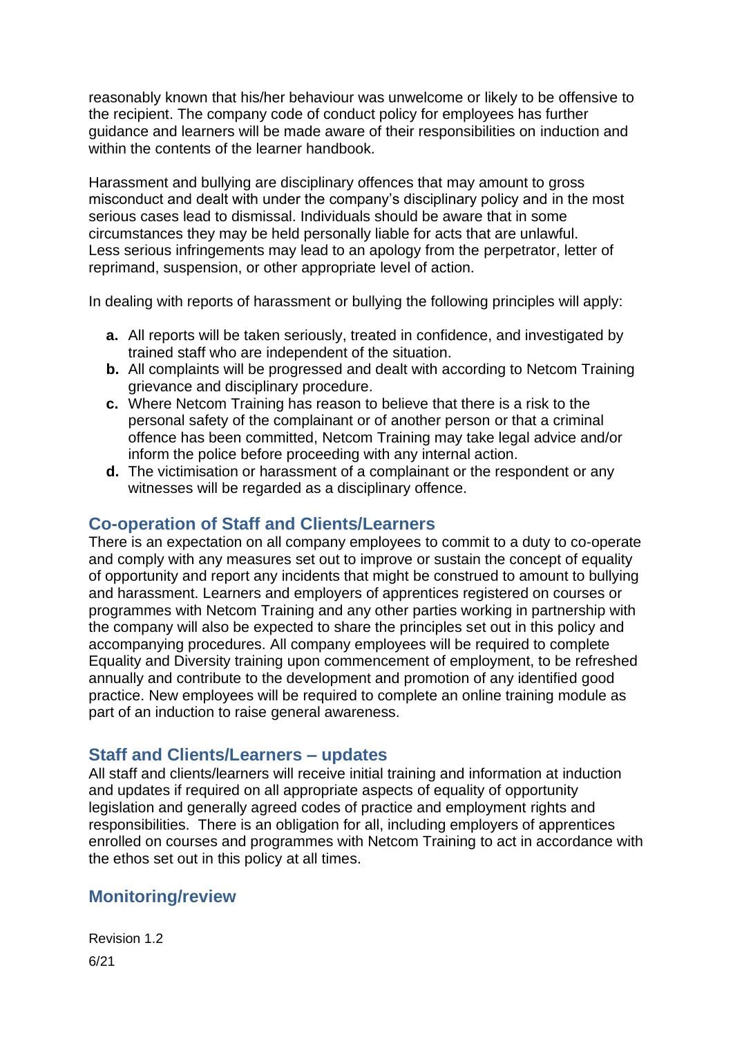reasonably known that his/her behaviour was unwelcome or likely to be offensive to the recipient. The company code of conduct policy for employees has further guidance and learners will be made aware of their responsibilities on induction and within the contents of the learner handbook.

Harassment and bullying are disciplinary offences that may amount to gross misconduct and dealt with under the company's disciplinary policy and in the most serious cases lead to dismissal. Individuals should be aware that in some circumstances they may be held personally liable for acts that are unlawful. Less serious infringements may lead to an apology from the perpetrator, letter of reprimand, suspension, or other appropriate level of action.

In dealing with reports of harassment or bullying the following principles will apply:

- **a.** All reports will be taken seriously, treated in confidence, and investigated by trained staff who are independent of the situation.
- **b.** All complaints will be progressed and dealt with according to Netcom Training grievance and disciplinary procedure.
- **c.** Where Netcom Training has reason to believe that there is a risk to the personal safety of the complainant or of another person or that a criminal offence has been committed, Netcom Training may take legal advice and/or inform the police before proceeding with any internal action.
- **d.** The victimisation or harassment of a complainant or the respondent or any witnesses will be regarded as a disciplinary offence.

## Co-operation of Staff and Clients/Learners

There is an expectation on all company employees to commit to a duty to co-operate and comply with any measures set out to improve or sustain the concept of equality of opportunity and report any incidents that might be construed to amount to bullying and harassment. Learners and employers of apprentices registered on courses or programmes with Netcom Training and any other parties working in partnership with the company will also be expected to share the principles set out in this policy and accompanying procedures. All company employees will be required to complete Equality and Diversity training upon commencement of employment, to be refreshed annually and contribute to the development and promotion of any identified good practice. New employees will be required to complete an online training module as part of an induction to raise general awareness.

## Staff and Clients/Learners – updates

All staff and clients/learners will receive initial training and information at induction and updates if required on all appropriate aspects of equality of opportunity legislation and generally agreed codes of practice and employment rights and responsibilities. There is an obligation for all, including employers of apprentices enrolled on courses and programmes with Netcom Training to act in accordance with the ethos set out in this policy at all times.

## Monitoring/review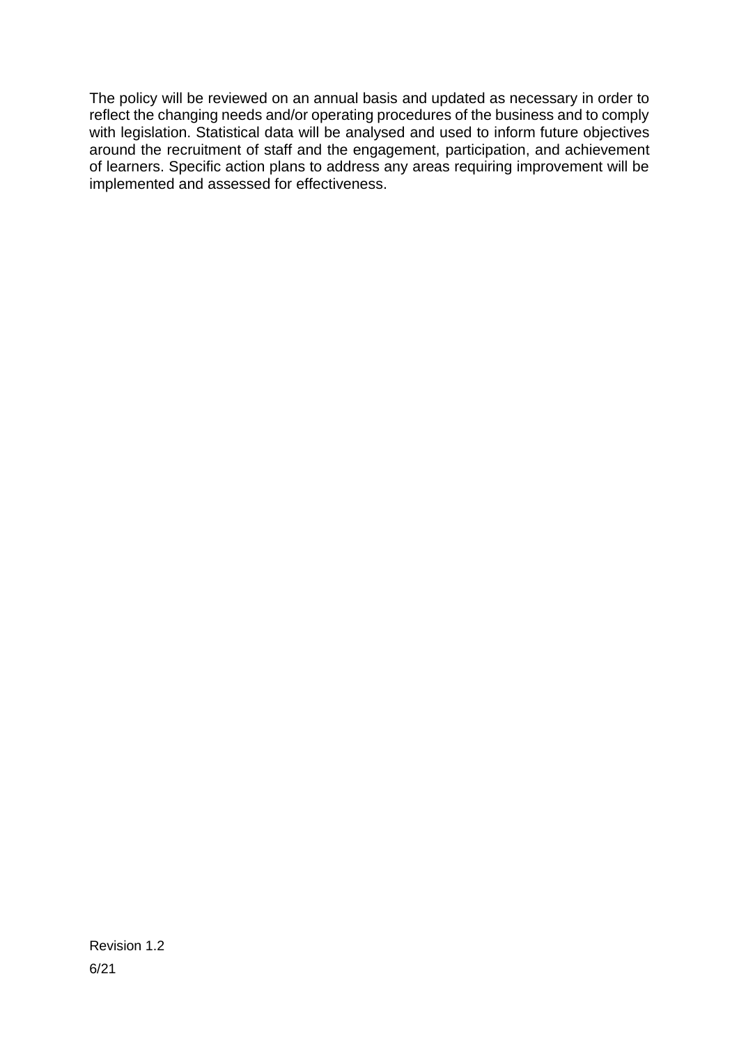The policy will be reviewed on an annual basis and updated as necessary in order to reflect the changing needs and/or operating procedures of the business and to comply with legislation. Statistical data will be analysed and used to inform future objectives around the recruitment of staff and the engagement, participation, and achievement of learners. Specific action plans to address any areas requiring improvement will be implemented and assessed for effectiveness.